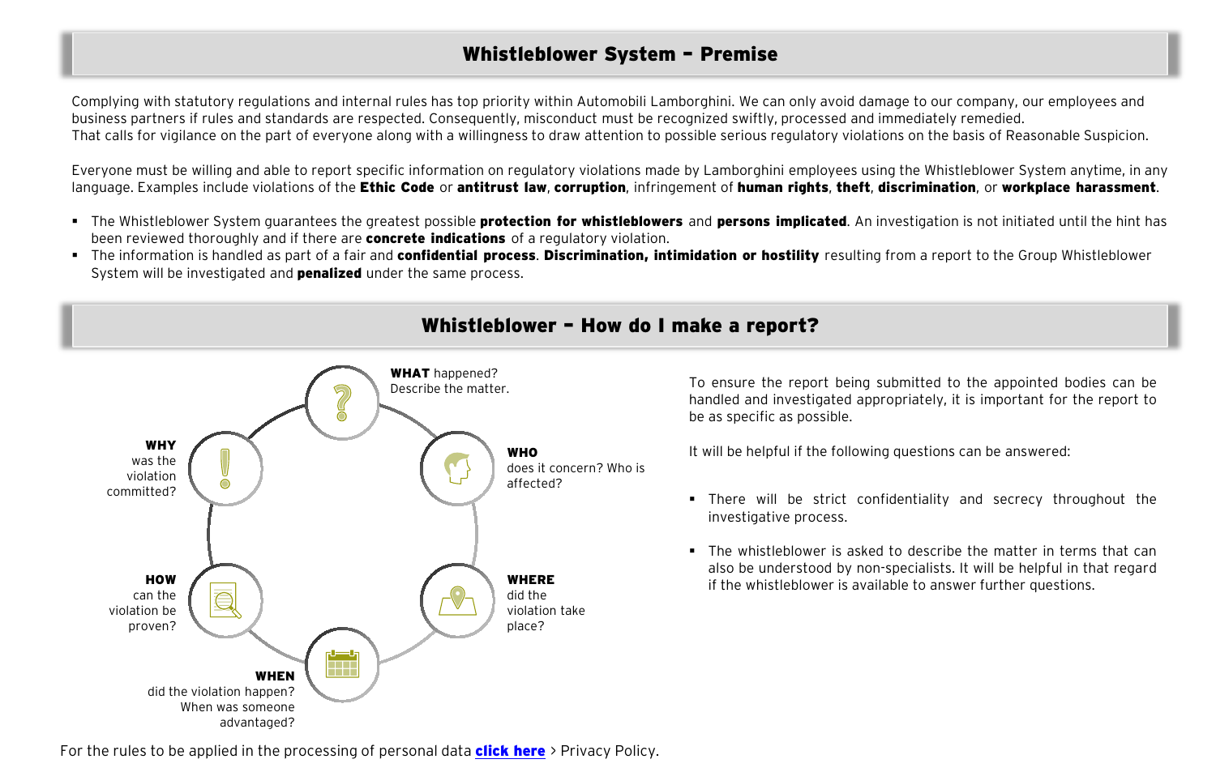## Whistleblower System – Premise

Complying with statutory regulations and internal rules has top priority within Automobili Lamborghini. We can only avoid damage to our company, our employees and business partners if rules and standards are respected. Consequently, misconduct must be recognized swiftly, processed and immediately remedied.
That calls for vigilance on the part of everyone along with a willingness to draw attention to possible serious regulatory violations on the basis of Reasonable Suspicion.

Everyone must be willing and able to report specific information on regulatory violations made by Lamborghini employees using the Whistleblower System anytime, in any language. Examples include violations of the **Ethic Code** or **antitrust law**, **corruption**, infringement of **human rights**, **theft**, **discrimination**, or **workplace harassment**.

- The Whistleblower System guarantees the greatest possible **protection for whistleblowers** and **persons implicated**. An investigation is not initiated until the hint has been reviewed thoroughly and if there are **concrete indications** of a regulatory violation.
- The information is handled as part of a fair and **confidential process**. **Discrimination, intimidation or hostility** resulting from a report to the Group Whistleblower System will be investigated and **penalized** under the same process.

## Whistleblower – How do I make a report?

**WHAT** happened? Describe the matter.

**WHO** does it concern? Who is affected?

**WHERE** did the violation take place?

**WHEN** did the violation happen? When was someone advantaged?

**HOW** can the violation be proven?

**WHY** was the violation committed?

To ensure the report being submitted to the appointed bodies can be handled and investigated appropriately, it is important for the report to be as specific as possible.

It will be helpful if the following questions can be answered:

- There will be strict confidentiality and secrecy throughout the investigative process.
- The whistleblower is asked to describe the matter in terms that can also be understood by non-specialists. It will be helpful in that regard if the whistleblower is available to answer further questions.

For the rules to be applied in the processing of personal data **click here** > Privacy Policy.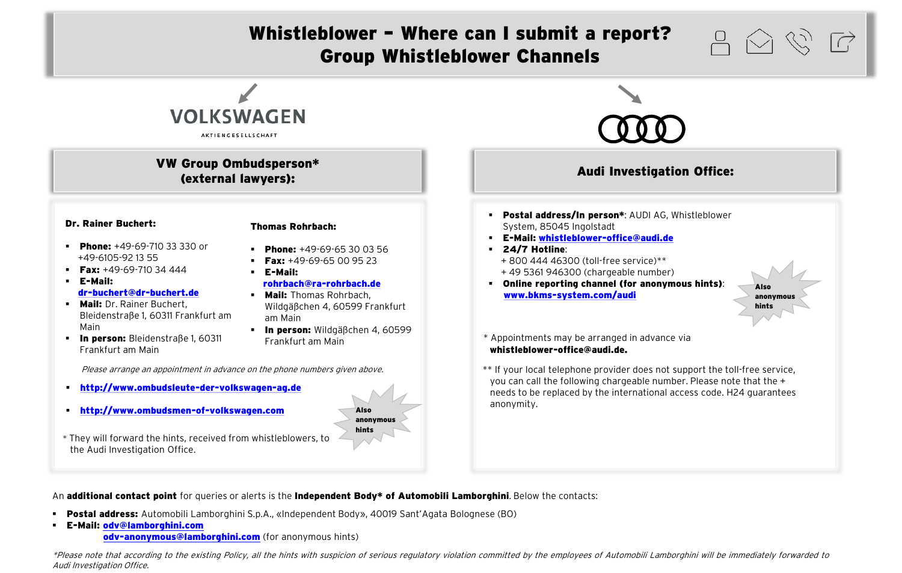# Whistleblower – Where can I submit a report?
# Group Whistleblower Channels

VOLKSWAGEN
AKTIENGESELLSCHAFT

## VW Group Ombudsperson* (external lawyers):

**Dr. Rainer Buchert:**

- **Phone:** +49-69-710 33 330 or +49-6105-92 13 55
- **Fax:** +49-69-710 34 444
- **E-Mail:** dr-buchert@dr-buchert.de
- **Mail:** Dr. Rainer Buchert, Bleidenstraβe 1, 60311 Frankfurt am Main
- **In person:** Bleidenstraβe 1, 60311 Frankfurt am Main

**Thomas Rohrbach:**

- **Phone:** +49-69-65 30 03 56
- **Fax:** +49-69-65 00 95 23
- **E-Mail:** rohrbach@ra-rohrbach.de
- **Mail:** Thomas Rohrbach, Wildgäβchen 4, 60599 Frankfurt am Main
- **In person:** Wildgäβchen 4, 60599 Frankfurt am Main

*Please arrange an appointment in advance on the phone numbers given above.*

- http://www.ombudsleute-der-volkswagen-ag.de
- http://www.ombudsmen-of-volkswagen.com

Also anonymous hints

* They will forward the hints, received from whistleblowers, to the Audi Investigation Office.

## Audi Investigation Office:

- **Postal address/In person***: AUDI AG, Whistleblower System, 85045 Ingolstadt
- **E-Mail:** whistleblower-office@audi.de
- **24/7 Hotline**:
  + 800 444 46300 (toll-free service)**
  + 49 5361 946300 (chargeable number)
- **Online reporting channel (for anonymous hints)**: www.bkms-system.com/audi

Also anonymous hints

* Appointments may be arranged in advance via **whistleblower-office@audi.de.**

** If your local telephone provider does not support the toll-free service, you can call the following chargeable number. Please note that the + needs to be replaced by the international access code. H24 guarantees anonymity.

An **additional contact point** for queries or alerts is the **Independent Body* of Automobili Lamborghini**. Below the contacts:

- **Postal address:** Automobili Lamborghini S.p.A., «Independent Body», 40019 Sant'Agata Bolognese (BO)
- **E-Mail:** odv@lamborghini.com
  odv-anonymous@lamborghini.com (for anonymous hints)

*\*Please note that according to the existing Policy, all the hints with suspicion of serious regulatory violation committed by the employees of Automobili Lamborghini will be immediately forwarded to Audi Investigation Office.*